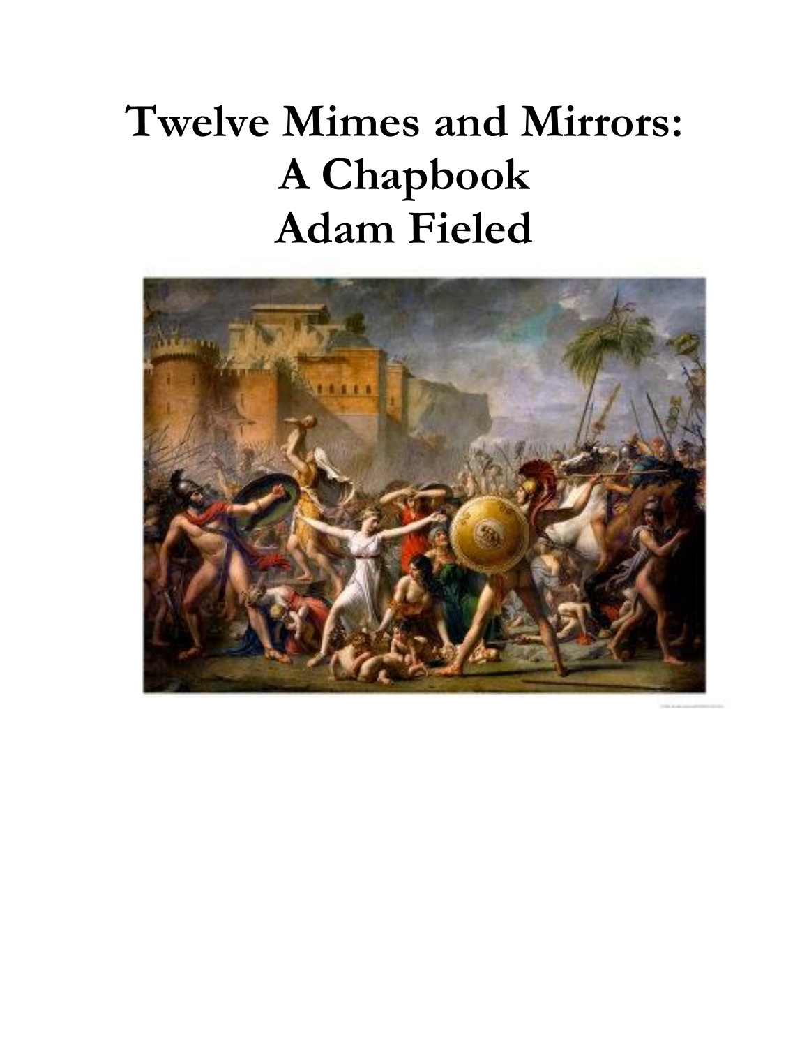# Twelve Mimes and Mirrors: A Chapbook
# Adam Fieled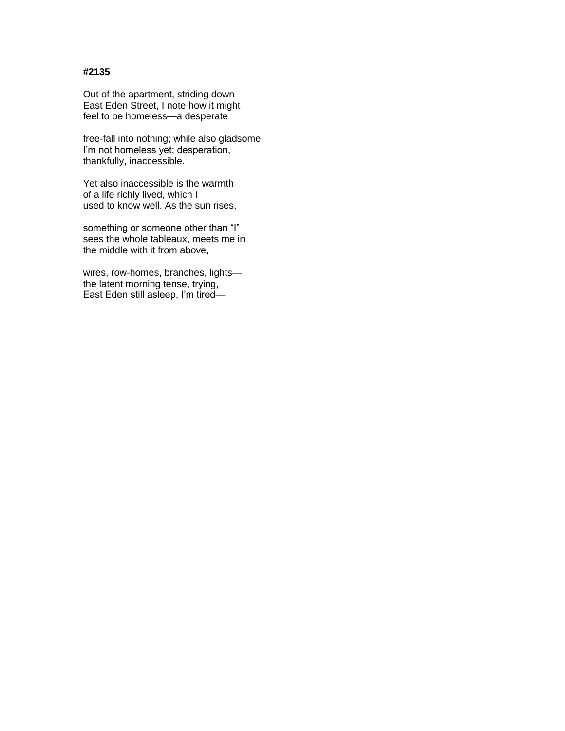**#2135**

Out of the apartment, striding down  
East Eden Street, I note how it might  
feel to be homeless—a desperate

free-fall into nothing; while also gladsome  
I’m not homeless yet; desperation,  
thankfully, inaccessible.

Yet also inaccessible is the warmth  
of a life richly lived, which I  
used to know well. As the sun rises,

something or someone other than “I”  
sees the whole tableaux, meets me in  
the middle with it from above,

wires, row-homes, branches, lights—  
the latent morning tense, trying,  
East Eden still asleep, I’m tired—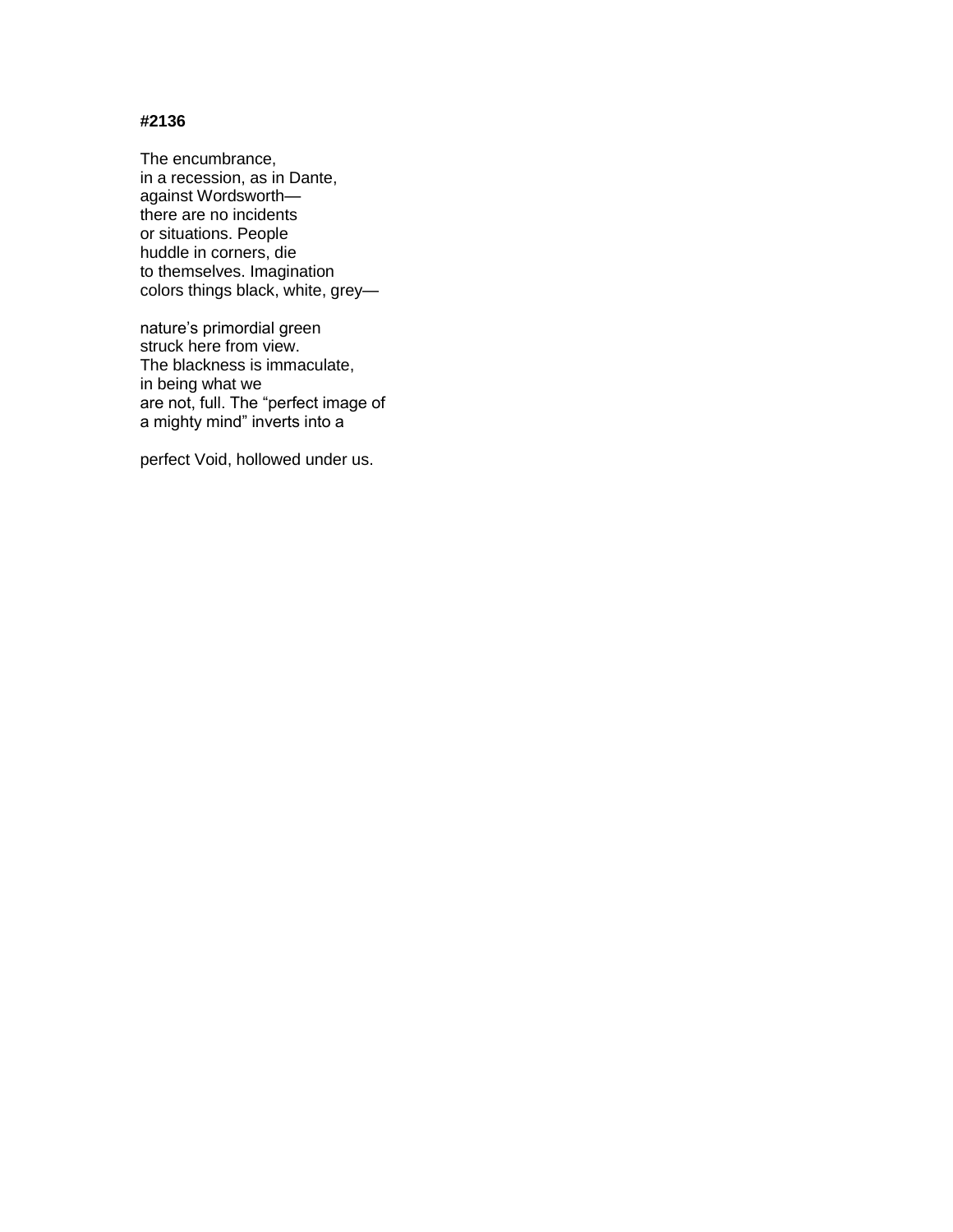**#2136**

The encumbrance,  
in a recession, as in Dante,  
against Wordsworth—  
there are no incidents  
or situations. People  
huddle in corners, die  
to themselves. Imagination  
colors things black, white, grey—

nature's primordial green  
struck here from view.  
The blackness is immaculate,  
in being what we  
are not, full. The "perfect image of  
a mighty mind" inverts into a

perfect Void, hollowed under us.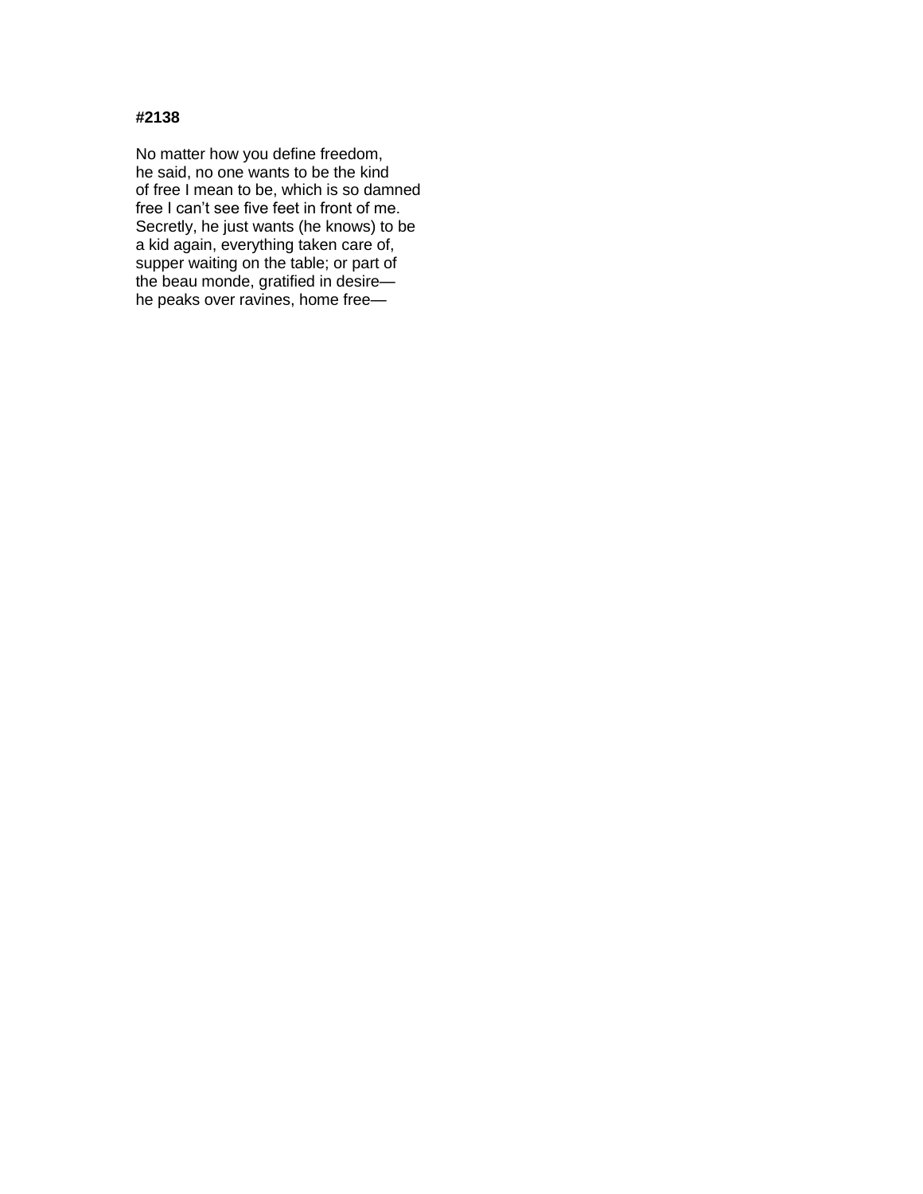**#2138**

No matter how you define freedom,  
he said, no one wants to be the kind  
of free I mean to be, which is so damned  
free I can't see five feet in front of me.  
Secretly, he just wants (he knows) to be  
a kid again, everything taken care of,  
supper waiting on the table; or part of  
the beau monde, gratified in desire—  
he peaks over ravines, home free—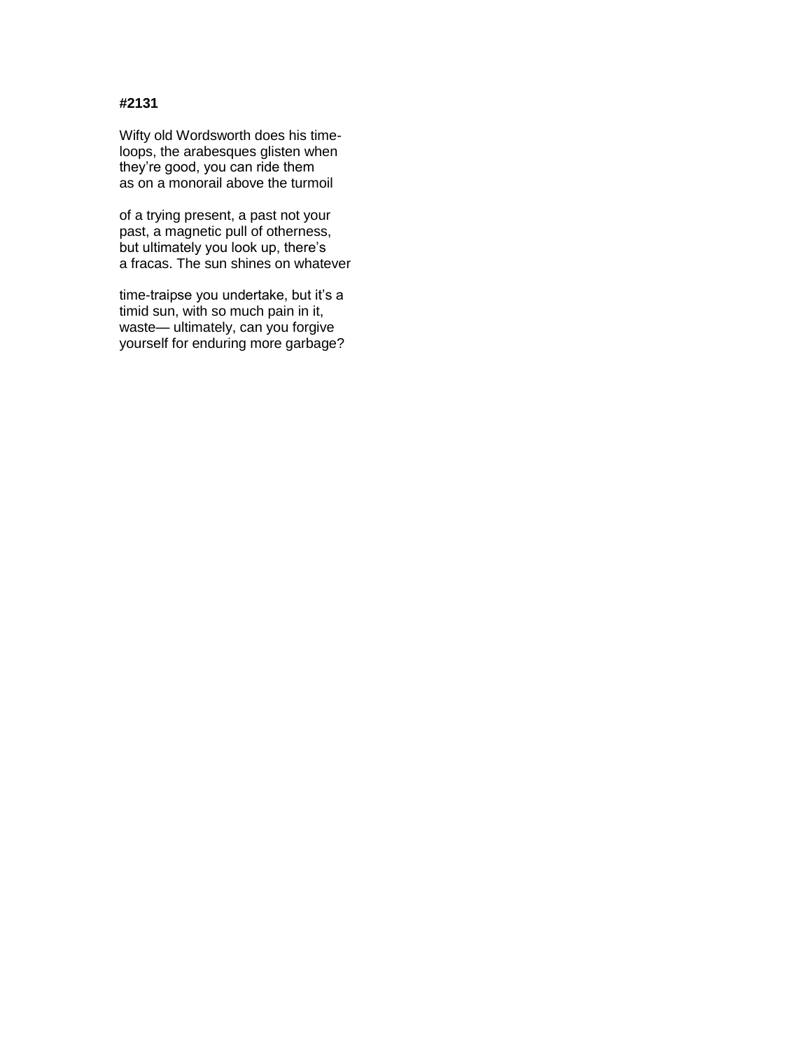**#2131**

Wifty old Wordsworth does his time-
loops, the arabesques glisten when
they're good, you can ride them
as on a monorail above the turmoil

of a trying present, a past not your
past, a magnetic pull of otherness,
but ultimately you look up, there's
a fracas. The sun shines on whatever

time-traipse you undertake, but it's a
timid sun, with so much pain in it,
waste— ultimately, can you forgive
yourself for enduring more garbage?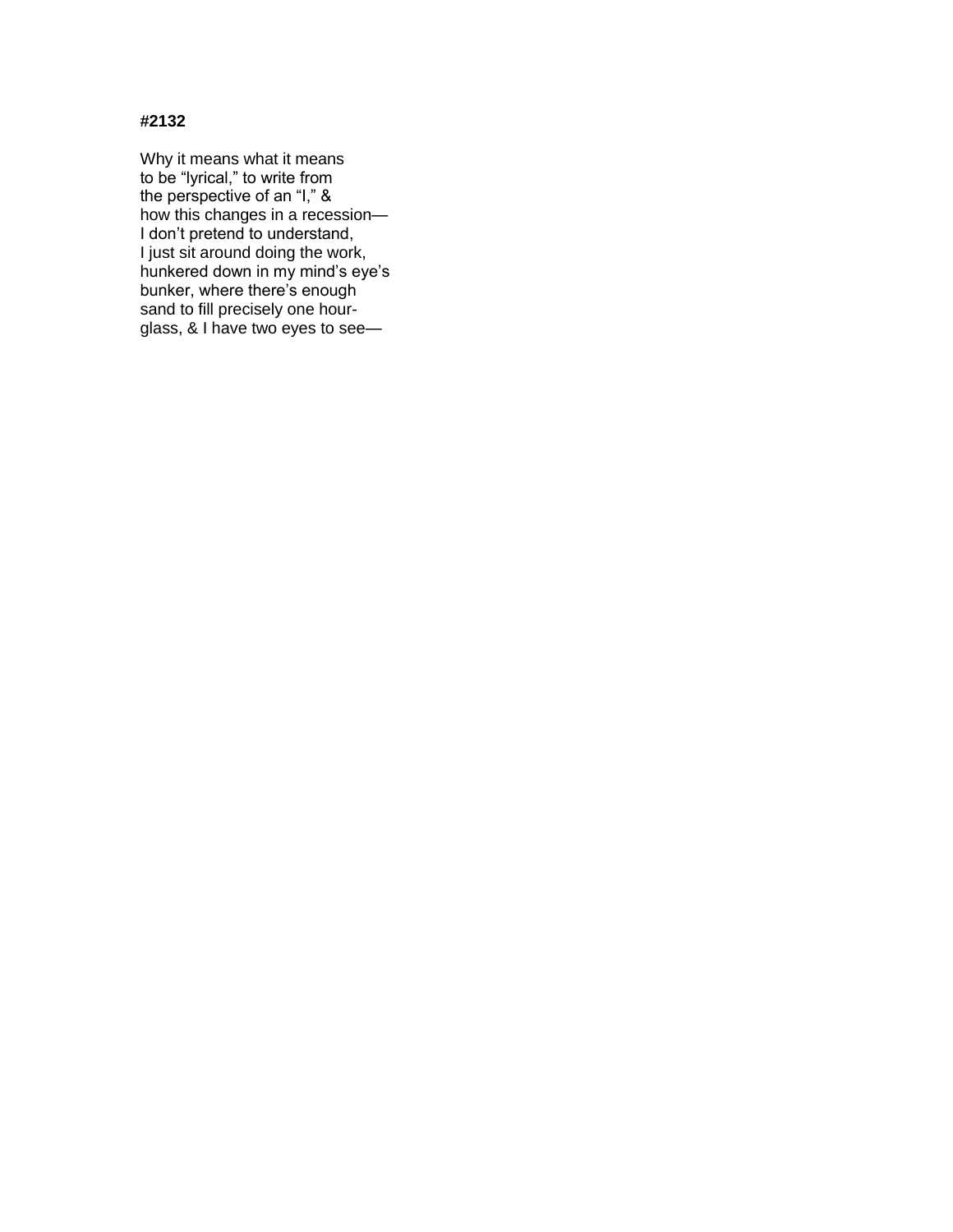**#2132**

Why it means what it means  
to be “lyrical,” to write from  
the perspective of an “I,” &  
how this changes in a recession—  
I don’t pretend to understand,  
I just sit around doing the work,  
hunkered down in my mind’s eye’s  
bunker, where there’s enough  
sand to fill precisely one hour-  
glass, & I have two eyes to see—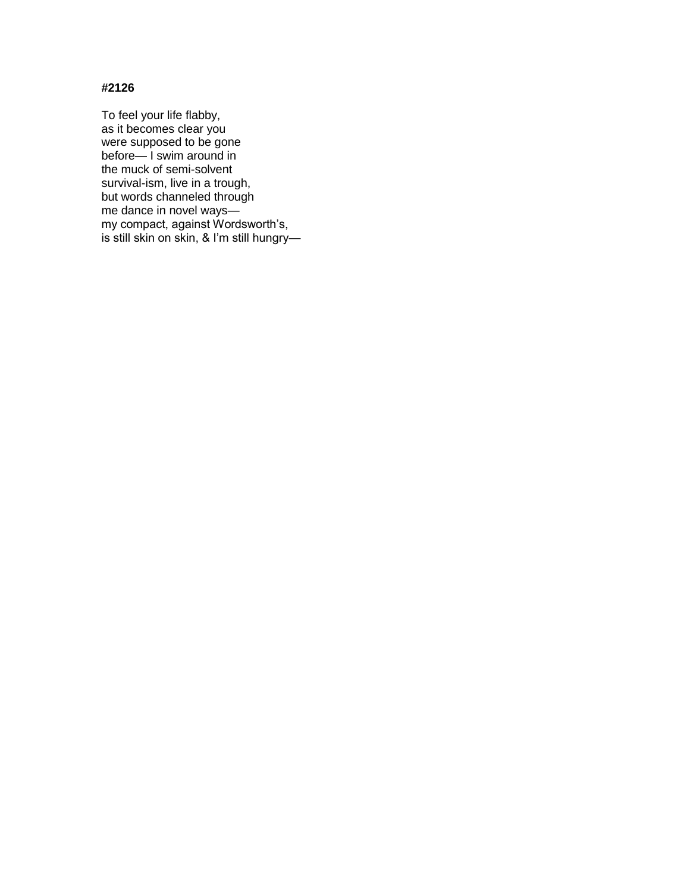**#2126**

To feel your life flabby,  
as it becomes clear you  
were supposed to be gone  
before— I swim around in  
the muck of semi-solvent  
survival-ism, live in a trough,  
but words channeled through  
me dance in novel ways—  
my compact, against Wordsworth's,  
is still skin on skin, & I'm still hungry—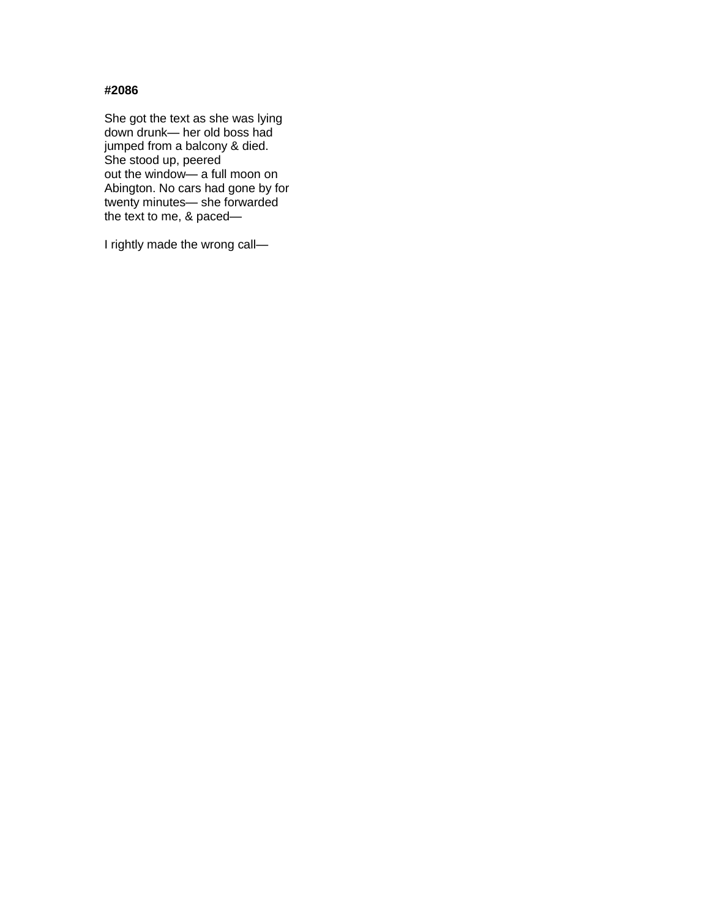**#2086**

She got the text as she was lying
down drunk— her old boss had
jumped from a balcony & died.
She stood up, peered
out the window— a full moon on
Abington. No cars had gone by for
twenty minutes— she forwarded
the text to me, & paced—

I rightly made the wrong call—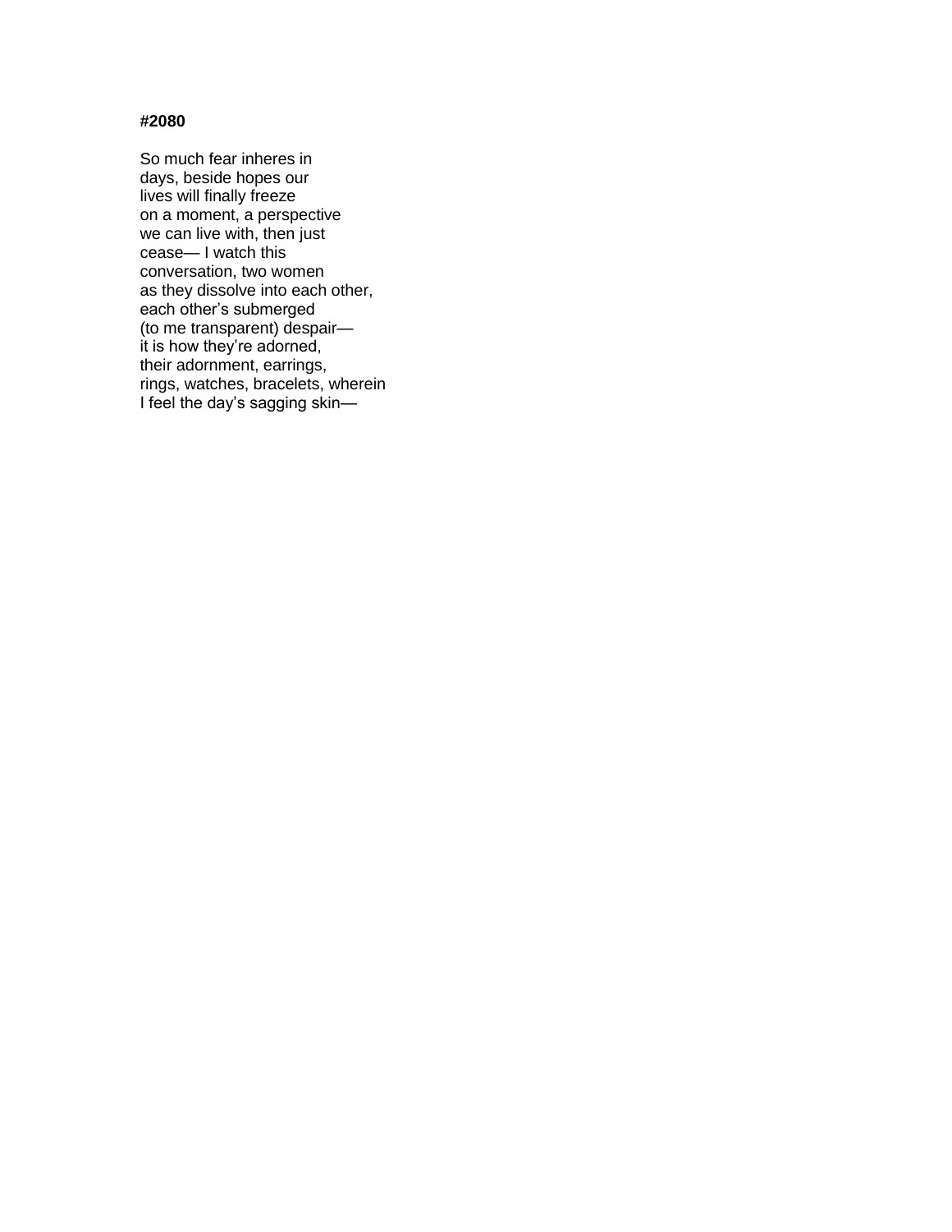**#2080**

So much fear inheres in  
days, beside hopes our  
lives will finally freeze  
on a moment, a perspective  
we can live with, then just  
cease— I watch this  
conversation, two women  
as they dissolve into each other,  
each other's submerged  
(to me transparent) despair—  
it is how they're adorned,  
their adornment, earrings,  
rings, watches, bracelets, wherein  
I feel the day's sagging skin—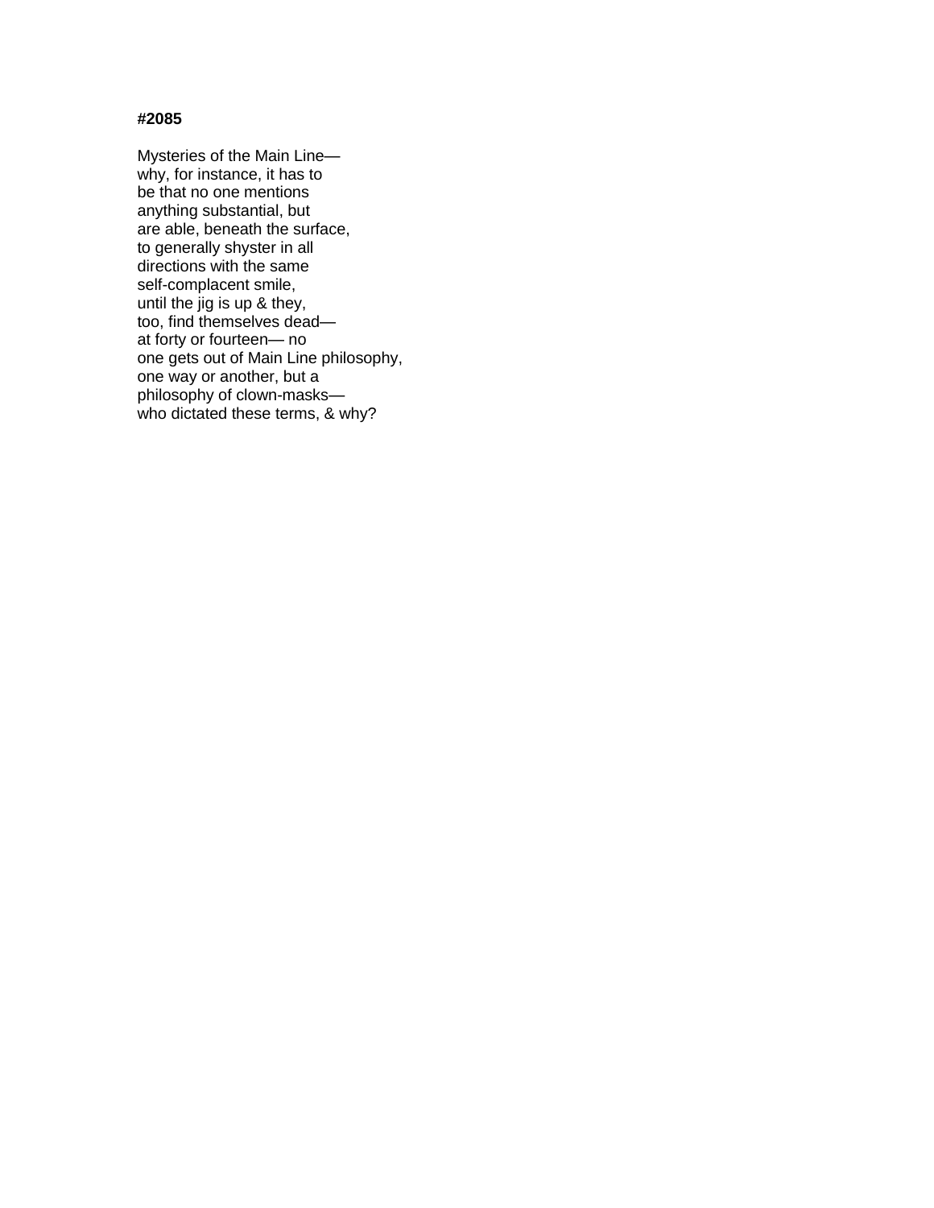**#2085**

Mysteries of the Main Line—
why, for instance, it has to
be that no one mentions
anything substantial, but
are able, beneath the surface,
to generally shyster in all
directions with the same
self-complacent smile,
until the jig is up & they,
too, find themselves dead—
at forty or fourteen— no
one gets out of Main Line philosophy,
one way or another, but a
philosophy of clown-masks—
who dictated these terms, & why?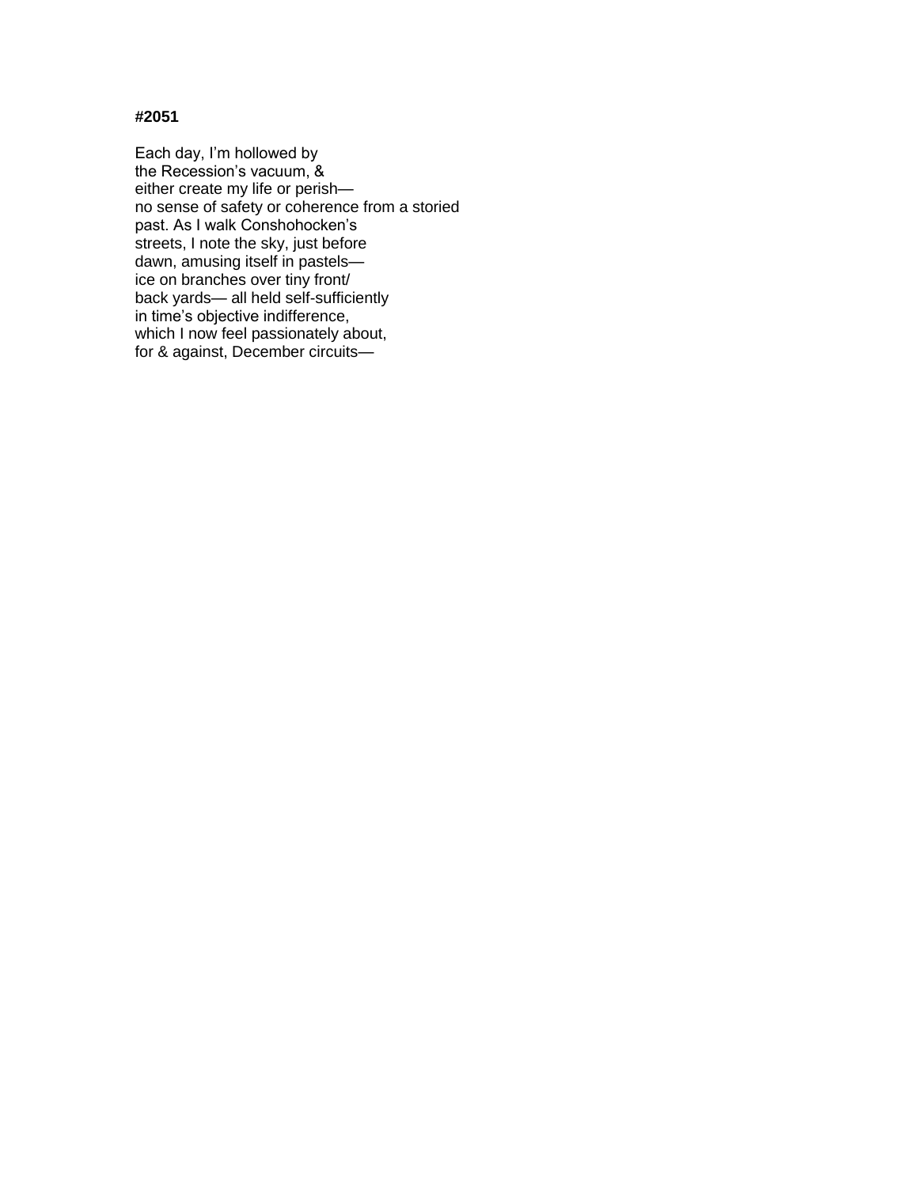**#2051**

Each day, I'm hollowed by  
the Recession's vacuum, &  
either create my life or perish—  
no sense of safety or coherence from a storied  
past. As I walk Conshohocken's  
streets, I note the sky, just before  
dawn, amusing itself in pastels—  
ice on branches over tiny front/  
back yards— all held self-sufficiently  
in time's objective indifference,  
which I now feel passionately about,  
for & against, December circuits—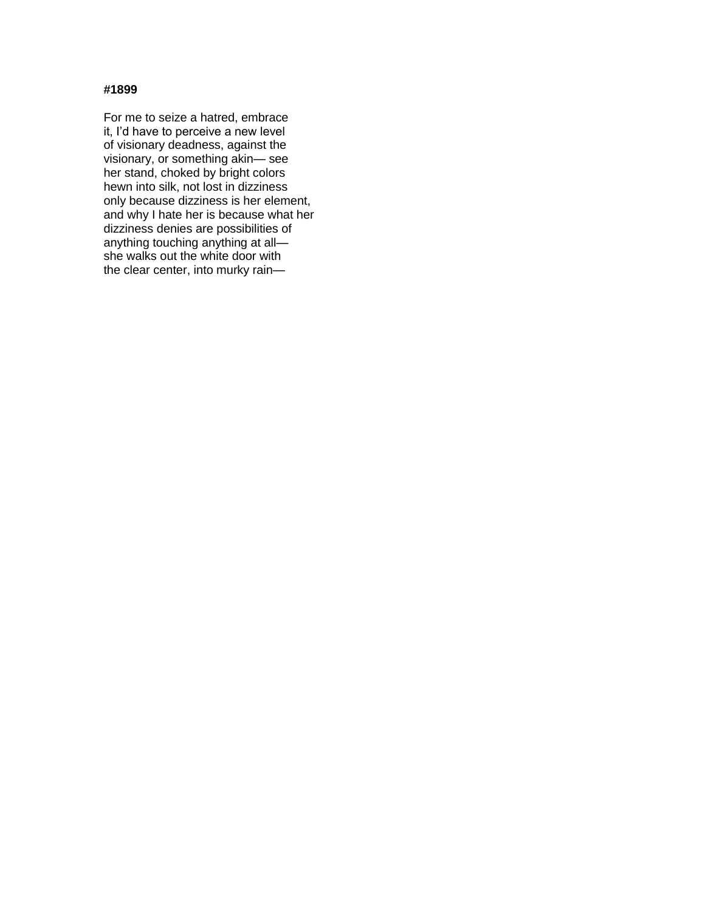**#1899**

For me to seize a hatred, embrace
it, I'd have to perceive a new level
of visionary deadness, against the
visionary, or something akin— see
her stand, choked by bright colors
hewn into silk, not lost in dizziness
only because dizziness is her element,
and why I hate her is because what her
dizziness denies are possibilities of
anything touching anything at all—
she walks out the white door with
the clear center, into murky rain—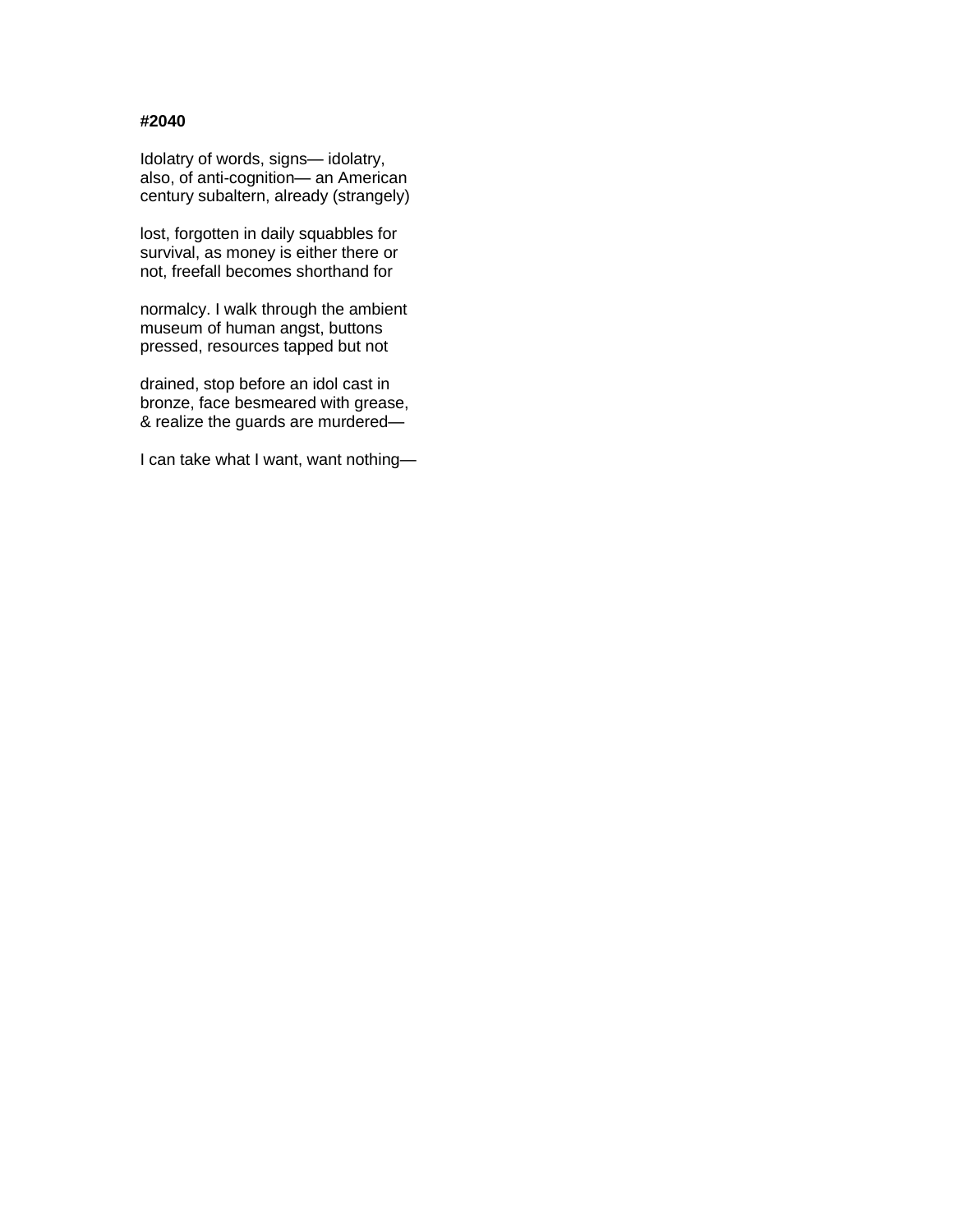**#2040**

Idolatry of words, signs— idolatry,  
also, of anti-cognition— an American  
century subaltern, already (strangely)

lost, forgotten in daily squabbles for  
survival, as money is either there or  
not, freefall becomes shorthand for

normalcy. I walk through the ambient  
museum of human angst, buttons  
pressed, resources tapped but not

drained, stop before an idol cast in  
bronze, face besmeared with grease,  
& realize the guards are murdered—

I can take what I want, want nothing—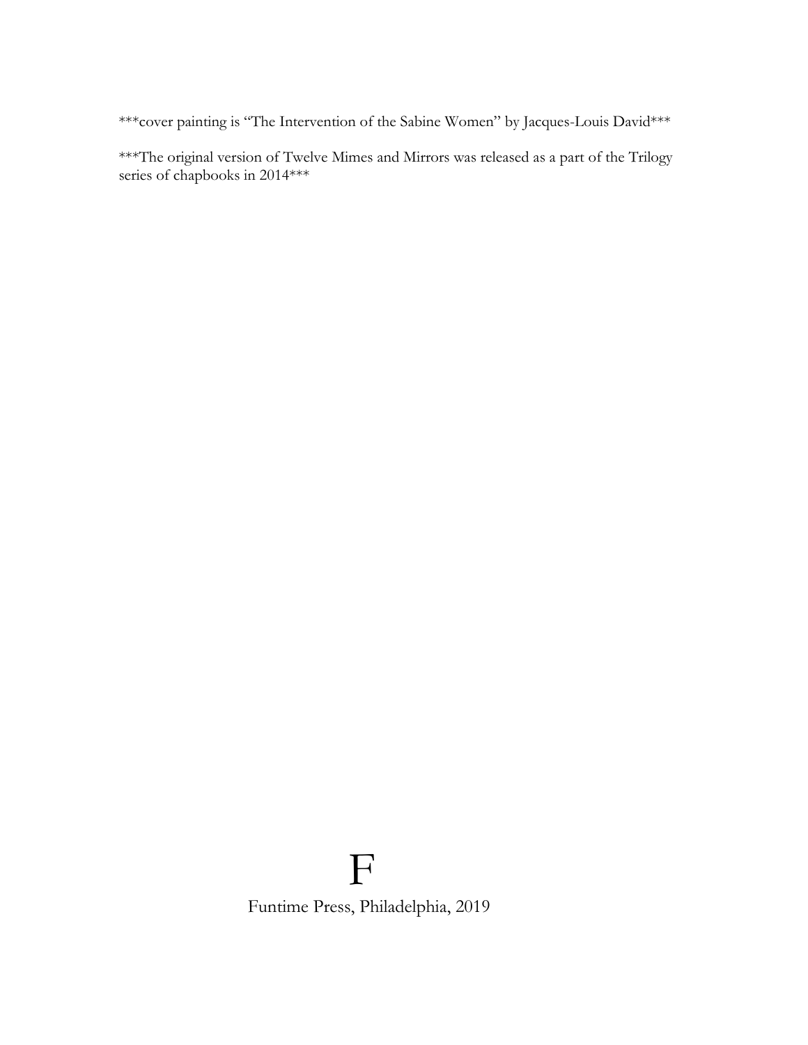***cover painting is "The Intervention of the Sabine Women" by Jacques-Louis David***

***The original version of Twelve Mimes and Mirrors was released as a part of the Trilogy series of chapbooks in 2014***

F

Funtime Press, Philadelphia, 2019